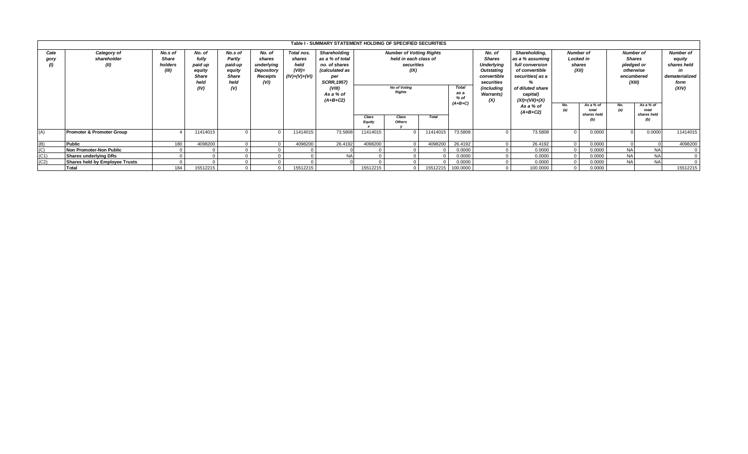**Table I - SUMMARY STATEMENT HOLDING OF SPECIFIED SECURITIES**

| Cate gory (I) | Category of shareholder (II) | No.s of Share holders (III) | No. of fully paid up equity Share held (IV) | No.s of Partly paid-up equity Share held (V) | No. of shares underlying Depository Receipts (VI) | Total nos. shares held (VII)= (IV)+(V)+(VI) | Shareholding as a % of total no. of shares (calculated as per SCRR,1957) (VIII) As a % of (A+B+C2) | Number of Votting Rights held in each class of securities (IX) | | | | No. of Shares Underlying Outstating convertible securities (including Warrants) (X) | Shareholding, as a % assuming full conversion of convertible securities( as a % of diluted share capital) (XI)=(VII)+(X) As a % of (A+B+C2) | Number of Locked in shares (XII) | | Number of Shares pledged or otherwise encumbered (XIII) | | Number of equity shares held in dematerialized form (XIV) |
|---|---|---|---|---|---|---|---|---|---|---|---|---|---|---|---|---|---|---|
| | | | | | | | | No of Voting Rights | | | Total as a % of (A+B+C) | | | No. (a) | As a % of total shares held (b) | No. (a) | As a % of total shares held (b) | |
| | | | | | | | | Class Equity x | Class Others y | Total | | | | | | | | |
| (A) | **Promoter & Promoter Group** | 4 | 11414015 | 0 | 0 | 11414015 | 73.5808 | 11414015 | 0 | 11414015 | 73.5808 | 0 | 73.5808 | 0 | 0.0000 | 0 | 0.0000 | 11414015 |
| (B) | **Public** | 180 | 4098200 | 0 | 0 | 4098200 | 26.4192 | 4098200 | 0 | 4098200 | 26.4192 | 0 | 26.4192 | 0 | 0.0000 | 0 | 0 | 4098200 |
| (C) | **Non Promoter-Non Public** | 0 | 0 | 0 | 0 | 0 | 0 | 0 | 0 | 0 | 0.0000 | 0 | 0.0000 | 0 | 0.0000 | NA | NA | 0 |
| (C1) | **Shares underlying DRs** | 0 | 0 | 0 | 0 | 0 | NA | 0 | 0 | 0 | 0.0000 | 0 | 0.0000 | 0 | 0.0000 | NA | NA | 0 |
| (C2) | **Shares held by Employee Trusts** | 0 | 0 | 0 | 0 | 0 | 0 | 0 | 0 | 0 | 0.0000 | 0 | 0.0000 | 0 | 0.0000 | NA | NA | 0 |
| | **Total** | 184 | 15512215 | 0 | 0 | 15512215 | | 15512215 | 0 | 15512215 | 100.0000 | 0 | 100.0000 | 0 | 0.0000 | | | 15512215 |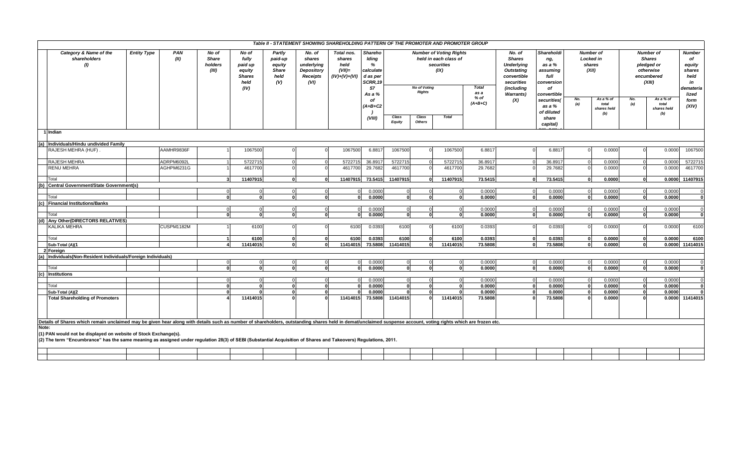## Table II - STATEMENT SHOWING SHAREHOLDING PATTERN OF THE PROMOTER AND PROMOTER GROUP

| | Category & Name of the shareholders (I) | Entity Type | PAN (II) | No of Share holders (III) | No of fully paid up equity Shares held (IV) | Partly paid-up equity Share held (V) | No. of shares underlying Depository Receipts (VI) | Total nos. shares held (VII)= (IV)+(V)+(VI) | Shareholding % calculated as per SCRR,1957 As a % of (A+B+C2) (VIII) | Number of Voting Rights held in each class of securities (IX) | | | | No. of Shares Underlying Outstanding convertible securities (including Warrants) (X) | Shareholding, as a % assuming full conversion of convertible securities( as a % of diluted share capital) | Number of Locked in shares (XII) | | Number of Shares pledged or otherwise encumbered (XIII) | | Number of equity shares held in dematerialized form (XIV) |
|---|---|---|---|---|---|---|---|---|---|---|---|---|---|---|---|---|---|---|---|---|
| | | | | | | | | | | No of Voting Rights | | | Total as a % of (A+B+C) | | | No. (a) | As a % of total shares held (b) | No. (a) | As a % of total shares held (b) | |
| | | | | | | | | | | Class Equity | Class Others | Total | | | | | | | | |
| 1 | Indian | | | | | | | | | | | | | | | | | | | |
| (a) | Individuals/Hindu undivided Family | | | | | | | | | | | | | | | | | | | |
| | RAJESH MEHRA (HUF) . | | AAMHR9836F | 1 | 1067500 | 0 | 0 | 1067500 | 6.8817 | 1067500 | 0 | 1067500 | 6.8817 | 0 | 6.8817 | 0 | 0.0000 | 0 | 0.0000 | 1067500 |
| | RAJESH MEHRA | | ADRPM6092L | 1 | 5722715 | 0 | 0 | 5722715 | 36.8917 | 5722715 | 0 | 5722715 | 36.8917 | 0 | 36.8917 | 0 | 0.0000 | 0 | 0.0000 | 5722715 |
| | RENU MEHRA | | AGHPM6231G | 1 | 4617700 | 0 | 0 | 4617700 | 29.7682 | 4617700 | 0 | 4617700 | 29.7682 | 0 | 29.7682 | 0 | 0.0000 | 0 | 0.0000 | 4617700 |
| | Total | | | 3 | 11407915 | 0 | 0 | 11407915 | 73.5415 | 11407915 | 0 | 11407915 | 73.5415 | 0 | 73.5415 | 0 | 0.0000 | 0 | 0.0000 | 11407915 |
| (b) | Central Government/State Government(s) | | | | | | | | | | | | | | | | | | | |
| | | | | 0 | 0 | 0 | 0 | 0 | 0.0000 | 0 | 0 | 0 | 0.0000 | 0 | 0.0000 | 0 | 0.0000 | 0 | 0.0000 | 0 |
| | Total | | | 0 | 0 | 0 | 0 | 0 | 0.0000 | 0 | 0 | 0 | 0.0000 | 0 | 0.0000 | 0 | 0.0000 | 0 | 0.0000 | 0 |
| (c) | Financial Institutions/Banks | | | | | | | | | | | | | | | | | | | |
| | | | | 0 | 0 | 0 | 0 | 0 | 0.0000 | 0 | 0 | 0 | 0.0000 | 0 | 0.0000 | 0 | 0.0000 | 0 | 0.0000 | 0 |
| | Total | | | 0 | 0 | 0 | 0 | 0 | 0.0000 | 0 | 0 | 0 | 0.0000 | 0 | 0.0000 | 0 | 0.0000 | 0 | 0.0000 | 0 |
| (d) | Any Other(DIRECTORS RELATIVES) | | | | | | | | | | | | | | | | | | | |
| | KALIKA MEHRA | | CUSPM1182M | 1 | 6100 | 0 | 0 | 6100 | 0.0393 | 6100 | 0 | 6100 | 0.0393 | 0 | 0.0393 | 0 | 0.0000 | 0 | 0.0000 | 6100 |
| | Total | | | 1 | 6100 | 0 | 0 | 6100 | 0.0393 | 6100 | 0 | 6100 | 0.0393 | 0 | 0.0393 | 0 | 0.0000 | 0 | 0.0000 | 6100 |
| | Sub-Total (A)(1 | | | 4 | 11414015 | 0 | 0 | 11414015 | 73.5808 | 11414015 | 0 | 11414015 | 73.5808 | 0 | 73.5808 | 0 | 0.0000 | 0 | 0.0000 | 11414015 |
| 2 | Foreign | | | | | | | | | | | | | | | | | | | |
| (a) | Individuals(Non-Resident Individuals/Foreign Individuals) | | | | | | | | | | | | | | | | | | | |
| | | | | 0 | 0 | 0 | 0 | 0 | 0.0000 | 0 | 0 | 0 | 0.0000 | 0 | 0.0000 | 0 | 0.0000 | 0 | 0.0000 | 0 |
| | Total | | | 0 | 0 | 0 | 0 | 0 | 0.0000 | 0 | 0 | 0 | 0.0000 | 0 | 0.0000 | 0 | 0.0000 | 0 | 0.0000 | 0 |
| (c) | Institutions | | | | | | | | | | | | | | | | | | | |
| | | | | 0 | 0 | 0 | 0 | 0 | 0.0000 | 0 | 0 | 0 | 0.0000 | 0 | 0.0000 | 0 | 0.0000 | 0 | 0.0000 | 0 |
| | Total | | | 0 | 0 | 0 | 0 | 0 | 0.0000 | 0 | 0 | 0 | 0.0000 | 0 | 0.0000 | 0 | 0.0000 | 0 | 0.0000 | 0 |
| | Sub-Total (A)(2 | | | 0 | 0 | 0 | 0 | 0 | 0.0000 | 0 | 0 | 0 | 0.0000 | 0 | 0.0000 | 0 | 0.0000 | 0 | 0.0000 | 0 |
| | Total Shareholding of Promoters | | | 4 | 11414015 | 0 | 0 | 11414015 | 73.5808 | 11414015 | 0 | 11414015 | 73.5808 | 0 | 73.5808 | 0 | 0.0000 | 0 | 0.0000 | 11414015 |

Details of Shares which remain unclaimed may be given hear along with details such as number of shareholders, outstanding shares held in demat/unclaimed suspense account, voting rights which are frozen etc.

Note:

(1) PAN would not be displayed on website of Stock Exchange(s).

(2) The term "Encumbrance" has the same meaning as assigned under regulation 28(3) of SEBI (Substantial Acquisition of Shares and Takeovers) Regulations, 2011.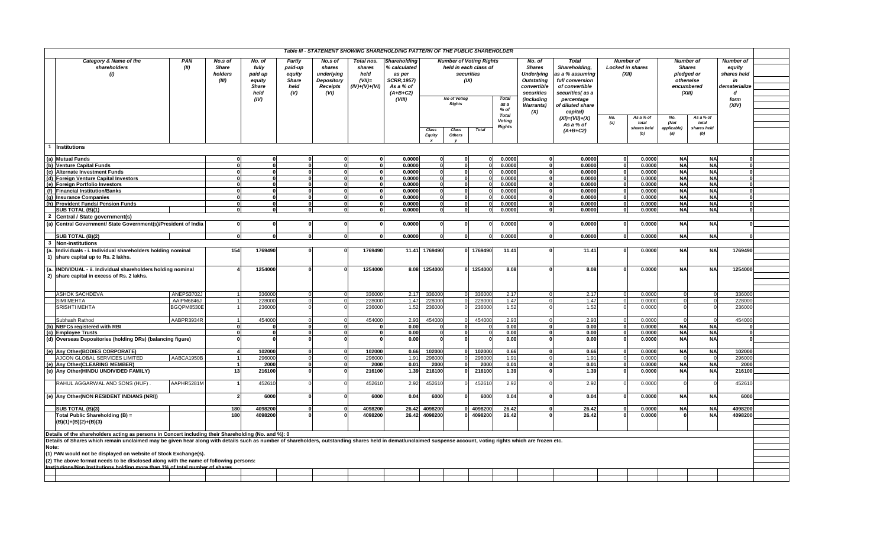### Table III - STATEMENT SHOWING SHAREHOLDING PATTERN OF THE PUBLIC SHAREHOLDER

| | Category & Name of the shareholders (I) | PAN (II) | No.s of Shareholders (III) | No. of fully paid up equity Share held (IV) | Partly paid-up equity Share held (V) | No.s of shares underlying Depository Receipts (VI) | Total nos. shares held (VII)= (IV)+(V)+(VI) | Shareholding % calculated as per SCRR,1957) As a % of (A+B+C2) (VIII) | Number of Voting Rights held in each class of securities (IX) | | | | No. of Shares Underlying Outstating convertible securities (including Warrants) (X) | Total Shareholding, as a % assuming full conversion of convertible securities( as a percentage of diluted share capital) (XI)=(VII)+(X) As a % of (A+B+C2) | Number of Locked in shares (XII) | | Number of Shares pledged or otherwise encumbered (XIII) | | Number of equity shares held in dematerializ d form (XIV) |
|---|---|---|---|---|---|---|---|---|---|---|---|---|---|---|---|---|---|---|---|
| | | | | | | | | | No of Voting Rights | | | Total as a % of Total Voting Rights | | | No. (a) | As a % of total shares held (b) | No. (Not applicable) (a) | As a % of total shares held (b) | |
| | | | | | | | | | Class Equity x | Class Others y | Total | | | | | | | | |
| 1 | Institutions | | | | | | | | | | | | | | | | | | |
| (a) | Mutual Funds | | 0 | 0 | 0 | 0 | 0 | 0.0000 | 0 | 0 | 0 | 0.0000 | 0 | 0.0000 | 0 | 0.0000 | NA | NA | 0 |
| (b) | Venture Capital Funds | | 0 | 0 | 0 | 0 | 0 | 0.0000 | 0 | 0 | 0 | 0.0000 | 0 | 0.0000 | 0 | 0.0000 | NA | NA | 0 |
| (c) | Alternate Investment Funds | | 0 | 0 | 0 | 0 | 0 | 0.0000 | 0 | 0 | 0 | 0.0000 | 0 | 0.0000 | 0 | 0.0000 | NA | NA | 0 |
| (d) | Foreign Venture Capital Investors | | 0 | 0 | 0 | 0 | 0 | 0.0000 | 0 | 0 | 0 | 0.0000 | 0 | 0.0000 | 0 | 0.0000 | NA | NA | 0 |
| (e) | Foreign Portfolio Investors | | 0 | 0 | 0 | 0 | 0 | 0.0000 | 0 | 0 | 0 | 0.0000 | 0 | 0.0000 | 0 | 0.0000 | NA | NA | 0 |
| (f) | Financial Institution/Banks | | 0 | 0 | 0 | 0 | 0 | 0.0000 | 0 | 0 | 0 | 0.0000 | 0 | 0.0000 | 0 | 0.0000 | NA | NA | 0 |
| (g) | Insurance Companies | | 0 | 0 | 0 | 0 | 0 | 0.0000 | 0 | 0 | 0 | 0.0000 | 0 | 0.0000 | 0 | 0.0000 | NA | NA | 0 |
| (h) | Provident Funds/ Pension Funds | | 0 | 0 | 0 | 0 | 0 | 0.0000 | 0 | 0 | 0 | 0.0000 | 0 | 0.0000 | 0 | 0.0000 | NA | NA | 0 |
| | SUB TOTAL (B)(1) | | 0 | 0 | 0 | 0 | 0 | 0.0000 | 0 | 0 | 0 | 0.0000 | 0 | 0.0000 | 0 | 0.0000 | NA | NA | 0 |
| 2 | Central / State government(s) | | | | | | | | | | | | | | | | | | |
| (a) | Central Government/ State Government(s)/President of India | | 0 | 0 | 0 | 0 | 0 | 0.0000 | 0 | 0 | 0 | 0.0000 | 0 | 0.0000 | 0 | 0.0000 | NA | NA | 0 |
| | SUB TOTAL (B)(2) | | 0 | 0 | 0 | 0 | 0 | 0.0000 | 0 | 0 | 0 | 0.0000 | 0 | 0.0000 | 0 | 0.0000 | NA | NA | 0 |
| 3 | Non-institutions | | | | | | | | | | | | | | | | | | |
| (a. 1) | Individuals - i. Individual shareholders holding nominal share capital up to Rs. 2 lakhs. | | 154 | 1769490 | 0 | 0 | 1769490 | 11.41 | 1769490 | 0 | 1769490 | 11.41 | 0 | 11.41 | 0 | 0.0000 | NA | NA | 1769490 |
| (a. 2) | INDIVIDUAL - ii. Individual shareholders holding nominal share capital in excess of Rs. 2 lakhs. | | 4 | 1254000 | 0 | 0 | 1254000 | 8.08 | 1254000 | 0 | 1254000 | 8.08 | 0 | 8.08 | 0 | 0.0000 | NA | NA | 1254000 |
| | ASHOK SACHDEVA | ANEPS3702J | 1 | 336000 | 0 | 0 | 336000 | 2.17 | 336000 | 0 | 336000 | 2.17 | 0 | 2.17 | 0 | 0.0000 | 0 | 0 | 336000 |
| | SIMI MEHTA | AAIPM6846J | 1 | 228000 | 0 | 0 | 228000 | 1.47 | 228000 | 0 | 228000 | 1.47 | 0 | 1.47 | 0 | 0.0000 | 0 | 0 | 228000 |
| | SRISHTI MEHTA | BGQPM8530E | 1 | 236000 | 0 | 0 | 236000 | 1.52 | 236000 | 0 | 236000 | 1.52 | 0 | 1.52 | 0 | 0.0000 | 0 | 0 | 236000 |
| | Subhash Rathod | AABPR3934R | 1 | 454000 | 0 | 0 | 454000 | 2.93 | 454000 | 0 | 454000 | 2.93 | 0 | 2.93 | 0 | 0.0000 | 0 | 0 | 454000 |
| (b) | NBFCs registered with RBI | | 0 | 0 | 0 | 0 | 0 | 0.00 | 0 | 0 | 0 | 0.00 | 0 | 0.00 | 0 | 0.0000 | NA | NA | 0 |
| (c) | Employee Trusts | | 0 | 0 | 0 | 0 | 0 | 0.00 | 0 | 0 | 0 | 0.00 | 0 | 0.00 | 0 | 0.0000 | NA | NA | 0 |
| (d) | Overseas Depositories (holding DRs) (balancing figure) | | 0 | 0 | 0 | 0 | 0 | 0.00 | 0 | 0 | 0 | 0.00 | 0 | 0.00 | 0 | 0.0000 | NA | NA | 0 |
| (e) | Any Other(BODIES CORPORATE) | | 4 | 102000 | 0 | 0 | 102000 | 0.66 | 102000 | 0 | 102000 | 0.66 | 0 | 0.66 | 0 | 0.0000 | NA | NA | 102000 |
| | AJCON GLOBAL SERVICES LIMITED | AABCA1950B | 1 | 296000 | 0 | 0 | 296000 | 1.91 | 296000 | 0 | 296000 | 1.91 | 0 | 1.91 | 0 | 0.0000 | 0 | 0 | 296000 |
| (e) | Any Other(CLEARING MEMBER) | | 1 | 2000 | 0 | 0 | 2000 | 0.01 | 2000 | 0 | 2000 | 0.01 | 0 | 0.01 | 0 | 0.0000 | NA | NA | 2000 |
| (e) | Any Other(HINDU UNDIVIDED FAMILY) | | 13 | 216100 | 0 | 0 | 216100 | 1.39 | 216100 | 0 | 216100 | 1.39 | 0 | 1.39 | 0 | 0.0000 | NA | NA | 216100 |
| | RAHUL AGGARWAL AND SONS (HUF) . | AAPHR5281M | 1 | 452610 | 0 | 0 | 452610 | 2.92 | 452610 | 0 | 452610 | 2.92 | 0 | 2.92 | 0 | 0.0000 | 0 | 0 | 452610 |
| (e) | Any Other(NON RESIDENT INDIANS (NRI)) | | 2 | 6000 | 0 | 0 | 6000 | 0.04 | 6000 | 0 | 6000 | 0.04 | 0 | 0.04 | 0 | 0.0000 | NA | NA | 6000 |
| | SUB TOTAL (B)(3) | | 180 | 4098200 | 0 | 0 | 4098200 | 26.42 | 4098200 | 0 | 4098200 | 26.42 | 0 | 26.42 | 0 | 0.0000 | NA | NA | 4098200 |
| | Total Public Shareholding (B) = (B)(1)+(B)(2)+(B)(3) | | 180 | 4098200 | 0 | 0 | 4098200 | 26.42 | 4098200 | 0 | 4098200 | 26.42 | 0 | 26.42 | 0 | 0.0000 | 0 | NA | 4098200 |

Details of the shareholders acting as persons in Concert including their Shareholding (No. and %): 0

Details of Shares which remain unclaimed may be given hear along with details such as number of shareholders, outstanding shares held in demat/unclaimed suspense account, voting rights which are frozen etc.

Note:

(1) PAN would not be displayed on website of Stock Exchange(s).

(2) The above format needs to be disclosed along with the name of following persons:

Institutions/Non Institutions holding more than 1% of total number of shares.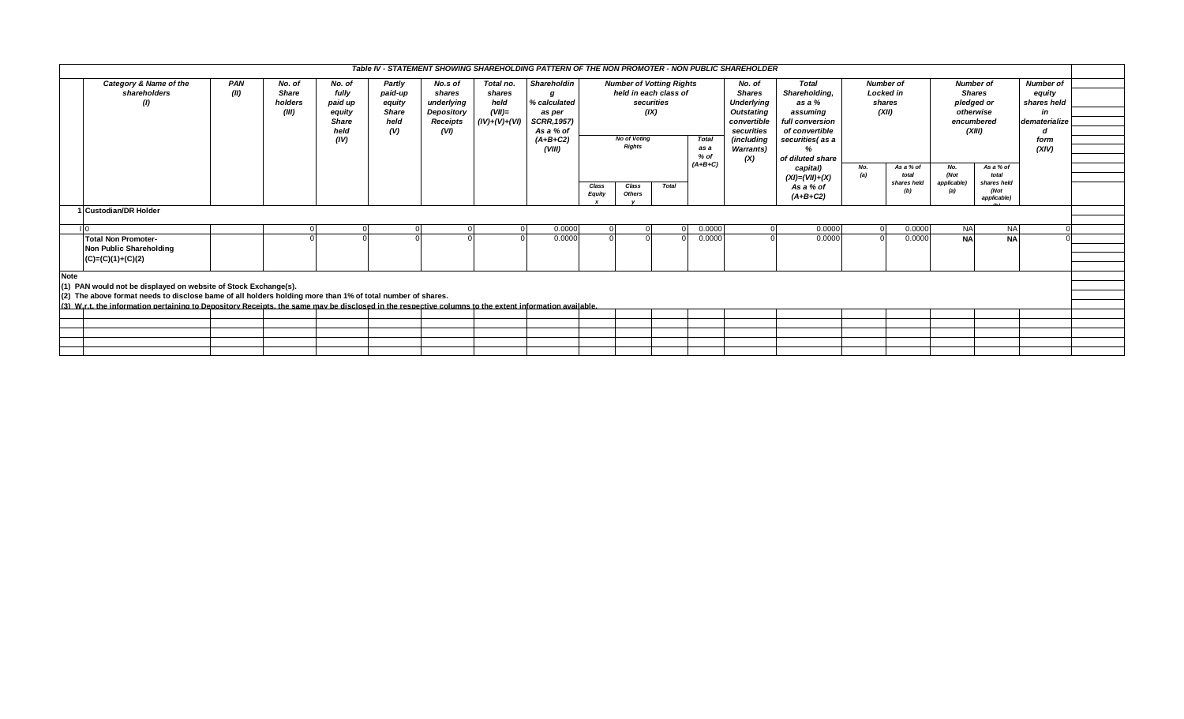## Table IV - STATEMENT SHOWING SHAREHOLDING PATTERN OF THE NON PROMOTER - NON PUBLIC SHAREHOLDER

| | Category & Name of the shareholders (I) | PAN (II) | No. of Share holders (III) | No. of fully paid up equity Share held (IV) | Partly paid-up equity Share held (V) | No.s of shares underlying Depository Receipts (VI) | Total no. shares held (VII)= (IV)+(V)+(VI) | Shareholding % calculated as per SCRR,1957) As a % of (A+B+C2) (VIII) | Number of Votting Rights held in each class of securities (IX) | | | | No. of Shares Underlying Outstating convertible securities (including Warrants) (X) | Total Shareholding, as a % assuming full conversion of convertible securities( as a % of diluted share capital) (XI)=(VII)+(X) As a % of (A+B+C2) | Number of Locked in shares (XII) | | Number of Shares pledged or otherwise encumbered (XIII) | | Number of equity shares held in dematerialized form (XIV) |
|---|---|---|---|---|---|---|---|---|---|---|---|---|---|---|---|---|---|---|---|
| | | | | | | | | | No of Voting Rights | | | Total as a % of (A+B+C) | | | | | | | |
| | | | | | | | | | Class Equity x | Class Others y | Total | | | | No. (a) | As a % of total shares held (b) | No. (Not applicable) (a) | As a % of total shares held (Not applicable) (b) | |
| 1 | Custodian/DR Holder | | | | | | | | | | | | | | | | | | |
| i | 0 | | 0 | 0 | 0 | 0 | 0 | 0.0000 | 0 | 0 | 0 | 0.0000 | 0 | 0.0000 | 0 | 0.0000 | NA | NA | 0 |
| | **Total Non Promoter- Non Public Shareholding (C)=(C)(1)+(C)(2)** | | 0 | 0 | 0 | 0 | 0 | 0.0000 | 0 | 0 | 0 | 0.0000 | 0 | 0.0000 | 0 | 0.0000 | **NA** | **NA** | 0 |

**Note**

**(1) PAN would not be displayed on website of Stock Exchange(s).**

**(2) The above format needs to disclose bame of all holders holding more than 1% of total number of shares.**

**(3) W.r.t. the information pertaining to Depository Receipts, the same may be disclosed in the respective columns to the extent information available.**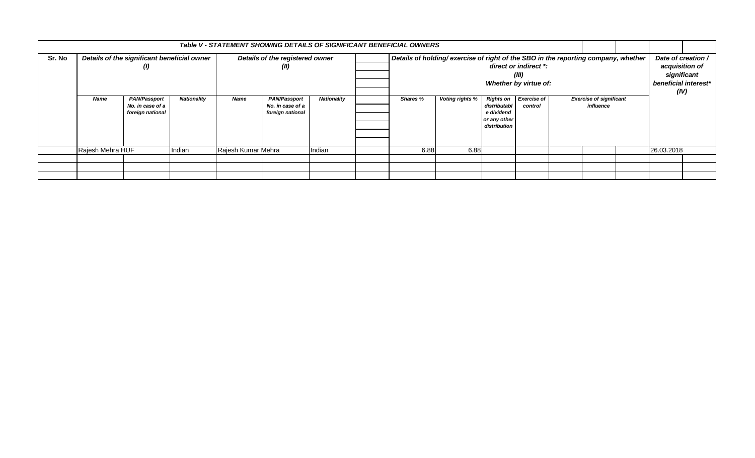| Table V - STATEMENT SHOWING DETAILS OF SIGNIFICANT BENEFICIAL OWNERS | | | | | | | | | | | | | | | |
|---|---|---|---|---|---|---|---|---|---|---|---|---|---|---|---|
| Sr. No | Details of the significant beneficial owner (I) | | | Details of the registered owner (II) | | | | Details of holding/ exercise of right of the SBO in the reporting company, whether direct or indirect *: (III) Whether by virtue of: | | | | | | Date of creation / acquisition of significant beneficial interest* (IV) | |
| | Name | PAN/Passport No. in case of a foreign national | Nationality | Name | PAN/Passport No. in case of a foreign national | Nationality | | Shares % | Voting rights % | Rights on distributable dividend or any other distribution | Exercise of control | Exercise of significant influence | | | |
| | Rajesh Mehra HUF | | Indian | Rajesh Kumar Mehra | | Indian | | 6.88 | 6.88 | | | | | 26.03.2018 | |
| | | | | | | | | | | | | | | | |
| | | | | | | | | | | | | | | | |
| | | | | | | | | | | | | | | | |